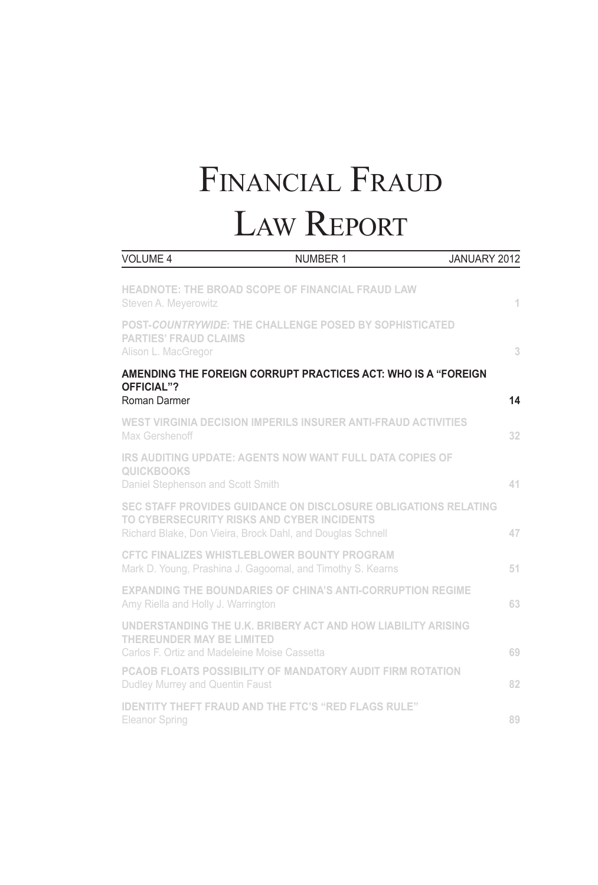# Financial Fraud Law Report

VOLUME 4 NUMBER 1 JANUARY 2012

**HEADNOTE: THE BROAD SCOPE OF FINANCIAL FRAUD LAW**
Steven A. Meyerowitz 1

**POST-*COUNTRYWIDE*: THE CHALLENGE POSED BY SOPHISTICATED PARTIES' FRAUD CLAIMS**
Alison L. MacGregor 3

**AMENDING THE FOREIGN CORRUPT PRACTICES ACT: WHO IS A "FOREIGN OFFICIAL"?**
Roman Darmer 14

**WEST VIRGINIA DECISION IMPERILS INSURER ANTI-FRAUD ACTIVITIES**
Max Gershenoff 32

**IRS AUDITING UPDATE: AGENTS NOW WANT FULL DATA COPIES OF QUICKBOOKS**
Daniel Stephenson and Scott Smith 41

**SEC STAFF PROVIDES GUIDANCE ON DISCLOSURE OBLIGATIONS RELATING TO CYBERSECURITY RISKS AND CYBER INCIDENTS**
Richard Blake, Don Vieira, Brock Dahl, and Douglas Schnell 47

**CFTC FINALIZES WHISTLEBLOWER BOUNTY PROGRAM**
Mark D. Young, Prashina J. Gagoomal, and Timothy S. Kearns 51

**EXPANDING THE BOUNDARIES OF CHINA'S ANTI-CORRUPTION REGIME**
Amy Riella and Holly J. Warrington 63

**UNDERSTANDING THE U.K. BRIBERY ACT AND HOW LIABILITY ARISING THEREUNDER MAY BE LIMITED**
Carlos F. Ortiz and Madeleine Moise Cassetta 69

**PCAOB FLOATS POSSIBILITY OF MANDATORY AUDIT FIRM ROTATION**
Dudley Murrey and Quentin Faust 82

**IDENTITY THEFT FRAUD AND THE FTC'S "RED FLAGS RULE"**
Eleanor Spring 89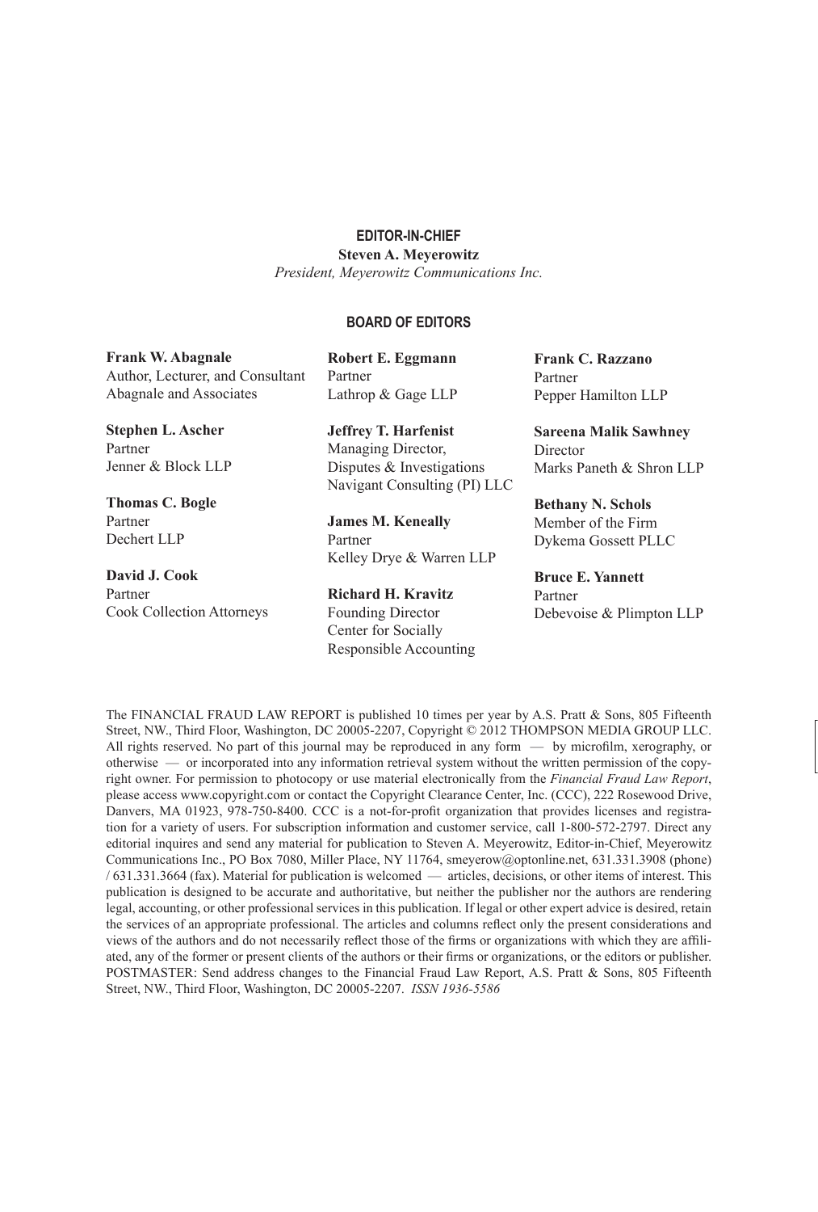## EDITOR-IN-CHIEF

**Steven A. Meyerowitz**
*President, Meyerowitz Communications Inc.*

## BOARD OF EDITORS

**Frank W. Abagnale**
Author, Lecturer, and Consultant
Abagnale and Associates

**Stephen L. Ascher**
Partner
Jenner & Block LLP

**Thomas C. Bogle**
Partner
Dechert LLP

**David J. Cook**
Partner
Cook Collection Attorneys

**Robert E. Eggmann**
Partner
Lathrop & Gage LLP

**Jeffrey T. Harfenist**
Managing Director,
Disputes & Investigations
Navigant Consulting (PI) LLC

**James M. Keneally**
Partner
Kelley Drye & Warren LLP

**Richard H. Kravitz**
Founding Director
Center for Socially
Responsible Accounting

**Frank C. Razzano**
Partner
Pepper Hamilton LLP

**Sareena Malik Sawhney**
Director
Marks Paneth & Shron LLP

**Bethany N. Schols**
Member of the Firm
Dykema Gossett PLLC

**Bruce E. Yannett**
Partner
Debevoise & Plimpton LLP

The FINANCIAL FRAUD LAW REPORT is published 10 times per year by A.S. Pratt & Sons, 805 Fifteenth Street, NW., Third Floor, Washington, DC 20005-2207, Copyright © 2012 THOMPSON MEDIA GROUP LLC. All rights reserved. No part of this journal may be reproduced in any form — by microfilm, xerography, or otherwise — or incorporated into any information retrieval system without the written permission of the copyright owner. For permission to photocopy or use material electronically from the *Financial Fraud Law Report*, please access www.copyright.com or contact the Copyright Clearance Center, Inc. (CCC), 222 Rosewood Drive, Danvers, MA 01923, 978-750-8400. CCC is a not-for-profit organization that provides licenses and registration for a variety of users. For subscription information and customer service, call 1-800-572-2797. Direct any editorial inquires and send any material for publication to Steven A. Meyerowitz, Editor-in-Chief, Meyerowitz Communications Inc., PO Box 7080, Miller Place, NY 11764, smeyerow@optonline.net, 631.331.3908 (phone) / 631.331.3664 (fax). Material for publication is welcomed — articles, decisions, or other items of interest. This publication is designed to be accurate and authoritative, but neither the publisher nor the authors are rendering legal, accounting, or other professional services in this publication. If legal or other expert advice is desired, retain the services of an appropriate professional. The articles and columns reflect only the present considerations and views of the authors and do not necessarily reflect those of the firms or organizations with which they are affiliated, any of the former or present clients of the authors or their firms or organizations, or the editors or publisher. POSTMASTER: Send address changes to the Financial Fraud Law Report, A.S. Pratt & Sons, 805 Fifteenth Street, NW., Third Floor, Washington, DC 20005-2207. *ISSN 1936-5586*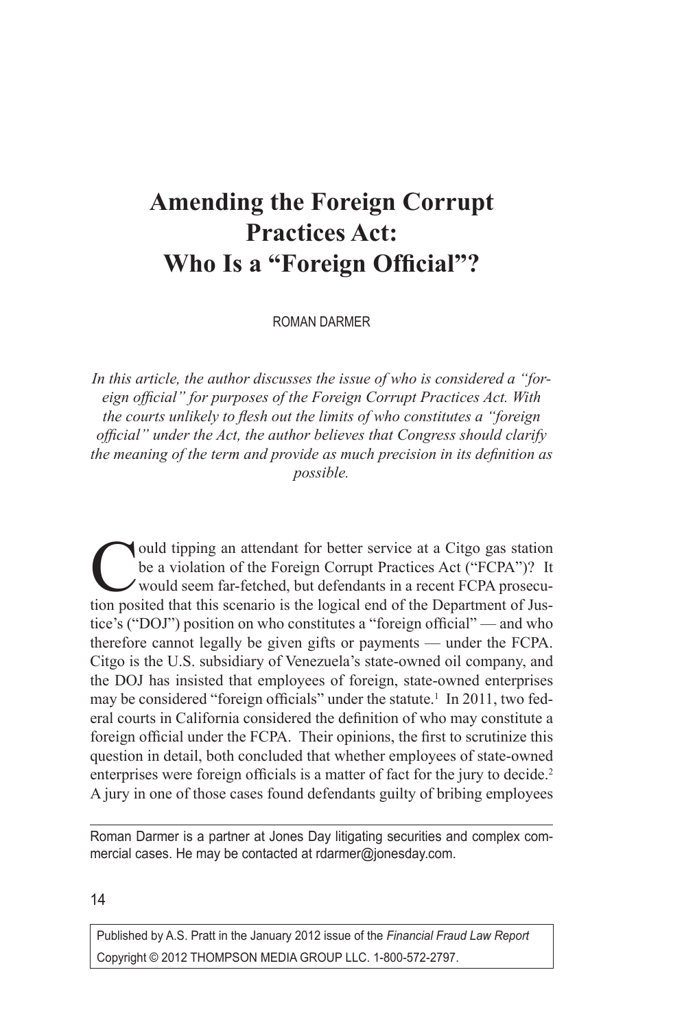# Amending the Foreign Corrupt Practices Act: Who Is a "Foreign Official"?

ROMAN DARMER

*In this article, the author discusses the issue of who is considered a "foreign official" for purposes of the Foreign Corrupt Practices Act. With the courts unlikely to flesh out the limits of who constitutes a "foreign official" under the Act, the author believes that Congress should clarify the meaning of the term and provide as much precision in its definition as possible.*

Could tipping an attendant for better service at a Citgo gas station be a violation of the Foreign Corrupt Practices Act ("FCPA")? It would seem far-fetched, but defendants in a recent FCPA prosecution posited that this scenario is the logical end of the Department of Justice's ("DOJ") position on who constitutes a "foreign official" — and who therefore cannot legally be given gifts or payments — under the FCPA. Citgo is the U.S. subsidiary of Venezuela's state-owned oil company, and the DOJ has insisted that employees of foreign, state-owned enterprises may be considered "foreign officials" under the statute.[1] In 2011, two federal courts in California considered the definition of who may constitute a foreign official under the FCPA. Their opinions, the first to scrutinize this question in detail, both concluded that whether employees of state-owned enterprises were foreign officials is a matter of fact for the jury to decide.[2] A jury in one of those cases found defendants guilty of bribing employees

---

Roman Darmer is a partner at Jones Day litigating securities and complex commercial cases. He may be contacted at rdarmer@jonesday.com.

Published by A.S. Pratt in the January 2012 issue of the *Financial Fraud Law Report*
Copyright © 2012 THOMPSON MEDIA GROUP LLC. 1-800-572-2797.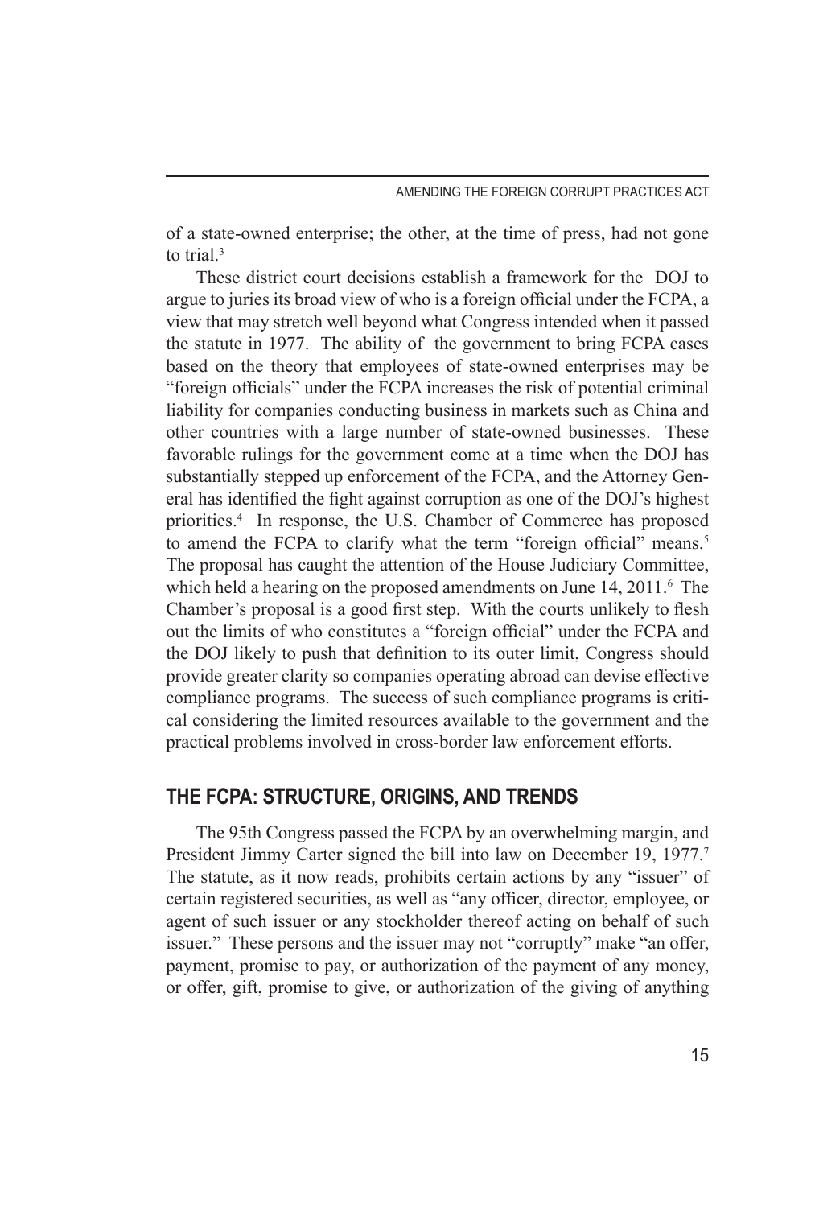of a state-owned enterprise; the other, at the time of press, had not gone to trial.[3]

These district court decisions establish a framework for the DOJ to argue to juries its broad view of who is a foreign official under the FCPA, a view that may stretch well beyond what Congress intended when it passed the statute in 1977. The ability of the government to bring FCPA cases based on the theory that employees of state-owned enterprises may be "foreign officials" under the FCPA increases the risk of potential criminal liability for companies conducting business in markets such as China and other countries with a large number of state-owned businesses. These favorable rulings for the government come at a time when the DOJ has substantially stepped up enforcement of the FCPA, and the Attorney General has identified the fight against corruption as one of the DOJ's highest priorities.[4] In response, the U.S. Chamber of Commerce has proposed to amend the FCPA to clarify what the term "foreign official" means.[5] The proposal has caught the attention of the House Judiciary Committee, which held a hearing on the proposed amendments on June 14, 2011.[6] The Chamber's proposal is a good first step. With the courts unlikely to flesh out the limits of who constitutes a "foreign official" under the FCPA and the DOJ likely to push that definition to its outer limit, Congress should provide greater clarity so companies operating abroad can devise effective compliance programs. The success of such compliance programs is critical considering the limited resources available to the government and the practical problems involved in cross-border law enforcement efforts.

## THE FCPA: STRUCTURE, ORIGINS, AND TRENDS

The 95th Congress passed the FCPA by an overwhelming margin, and President Jimmy Carter signed the bill into law on December 19, 1977.[7] The statute, as it now reads, prohibits certain actions by any "issuer" of certain registered securities, as well as "any officer, director, employee, or agent of such issuer or any stockholder thereof acting on behalf of such issuer." These persons and the issuer may not "corruptly" make "an offer, payment, promise to pay, or authorization of the payment of any money, or offer, gift, promise to give, or authorization of the giving of anything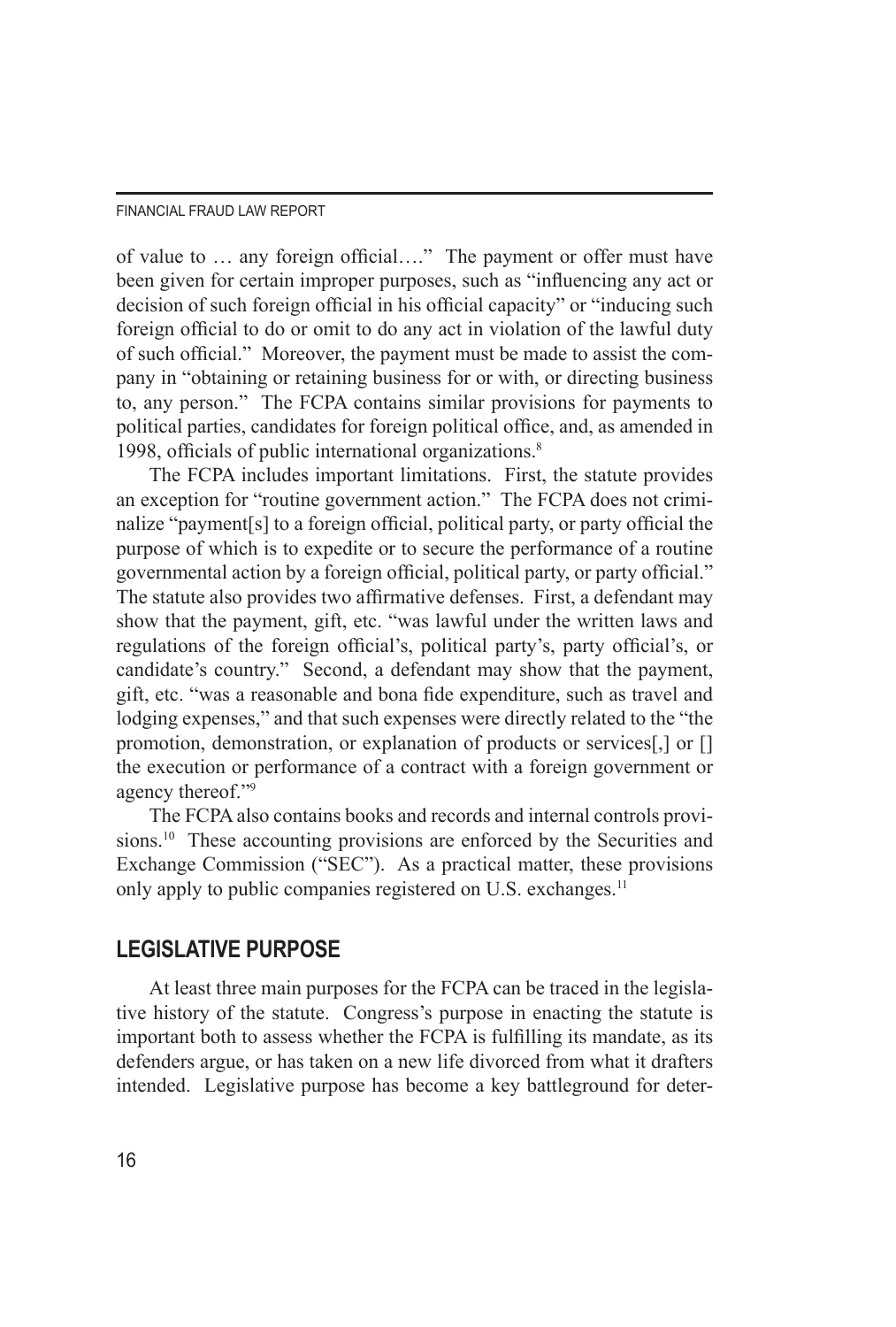of value to … any foreign official…." The payment or offer must have been given for certain improper purposes, such as "influencing any act or decision of such foreign official in his official capacity" or "inducing such foreign official to do or omit to do any act in violation of the lawful duty of such official." Moreover, the payment must be made to assist the company in "obtaining or retaining business for or with, or directing business to, any person." The FCPA contains similar provisions for payments to political parties, candidates for foreign political office, and, as amended in 1998, officials of public international organizations.[8]

The FCPA includes important limitations. First, the statute provides an exception for "routine government action." The FCPA does not criminalize "payment[s] to a foreign official, political party, or party official the purpose of which is to expedite or to secure the performance of a routine governmental action by a foreign official, political party, or party official." The statute also provides two affirmative defenses. First, a defendant may show that the payment, gift, etc. "was lawful under the written laws and regulations of the foreign official's, political party's, party official's, or candidate's country." Second, a defendant may show that the payment, gift, etc. "was a reasonable and bona fide expenditure, such as travel and lodging expenses," and that such expenses were directly related to the "the promotion, demonstration, or explanation of products or services[,] or [] the execution or performance of a contract with a foreign government or agency thereof."[9]

The FCPA also contains books and records and internal controls provisions.[10] These accounting provisions are enforced by the Securities and Exchange Commission ("SEC"). As a practical matter, these provisions only apply to public companies registered on U.S. exchanges.[11]

## LEGISLATIVE PURPOSE

At least three main purposes for the FCPA can be traced in the legislative history of the statute. Congress's purpose in enacting the statute is important both to assess whether the FCPA is fulfilling its mandate, as its defenders argue, or has taken on a new life divorced from what it drafters intended. Legislative purpose has become a key battleground for deter-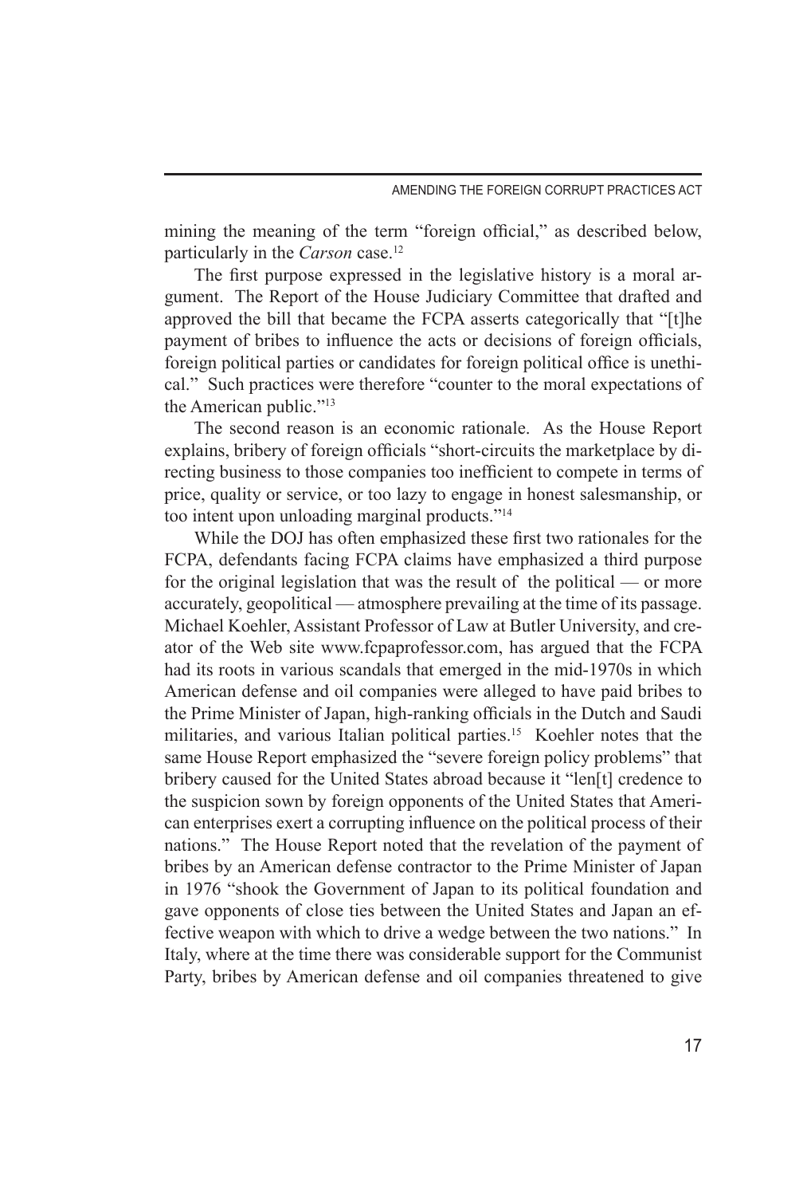mining the meaning of the term "foreign official," as described below, particularly in the *Carson* case.[12]

The first purpose expressed in the legislative history is a moral argument. The Report of the House Judiciary Committee that drafted and approved the bill that became the FCPA asserts categorically that "[t]he payment of bribes to influence the acts or decisions of foreign officials, foreign political parties or candidates for foreign political office is unethical." Such practices were therefore "counter to the moral expectations of the American public."[13]

The second reason is an economic rationale. As the House Report explains, bribery of foreign officials "short-circuits the marketplace by directing business to those companies too inefficient to compete in terms of price, quality or service, or too lazy to engage in honest salesmanship, or too intent upon unloading marginal products."[14]

While the DOJ has often emphasized these first two rationales for the FCPA, defendants facing FCPA claims have emphasized a third purpose for the original legislation that was the result of the political — or more accurately, geopolitical — atmosphere prevailing at the time of its passage. Michael Koehler, Assistant Professor of Law at Butler University, and creator of the Web site www.fcpaprofessor.com, has argued that the FCPA had its roots in various scandals that emerged in the mid-1970s in which American defense and oil companies were alleged to have paid bribes to the Prime Minister of Japan, high-ranking officials in the Dutch and Saudi militaries, and various Italian political parties.[15] Koehler notes that the same House Report emphasized the "severe foreign policy problems" that bribery caused for the United States abroad because it "len[t] credence to the suspicion sown by foreign opponents of the United States that American enterprises exert a corrupting influence on the political process of their nations." The House Report noted that the revelation of the payment of bribes by an American defense contractor to the Prime Minister of Japan in 1976 "shook the Government of Japan to its political foundation and gave opponents of close ties between the United States and Japan an effective weapon with which to drive a wedge between the two nations." In Italy, where at the time there was considerable support for the Communist Party, bribes by American defense and oil companies threatened to give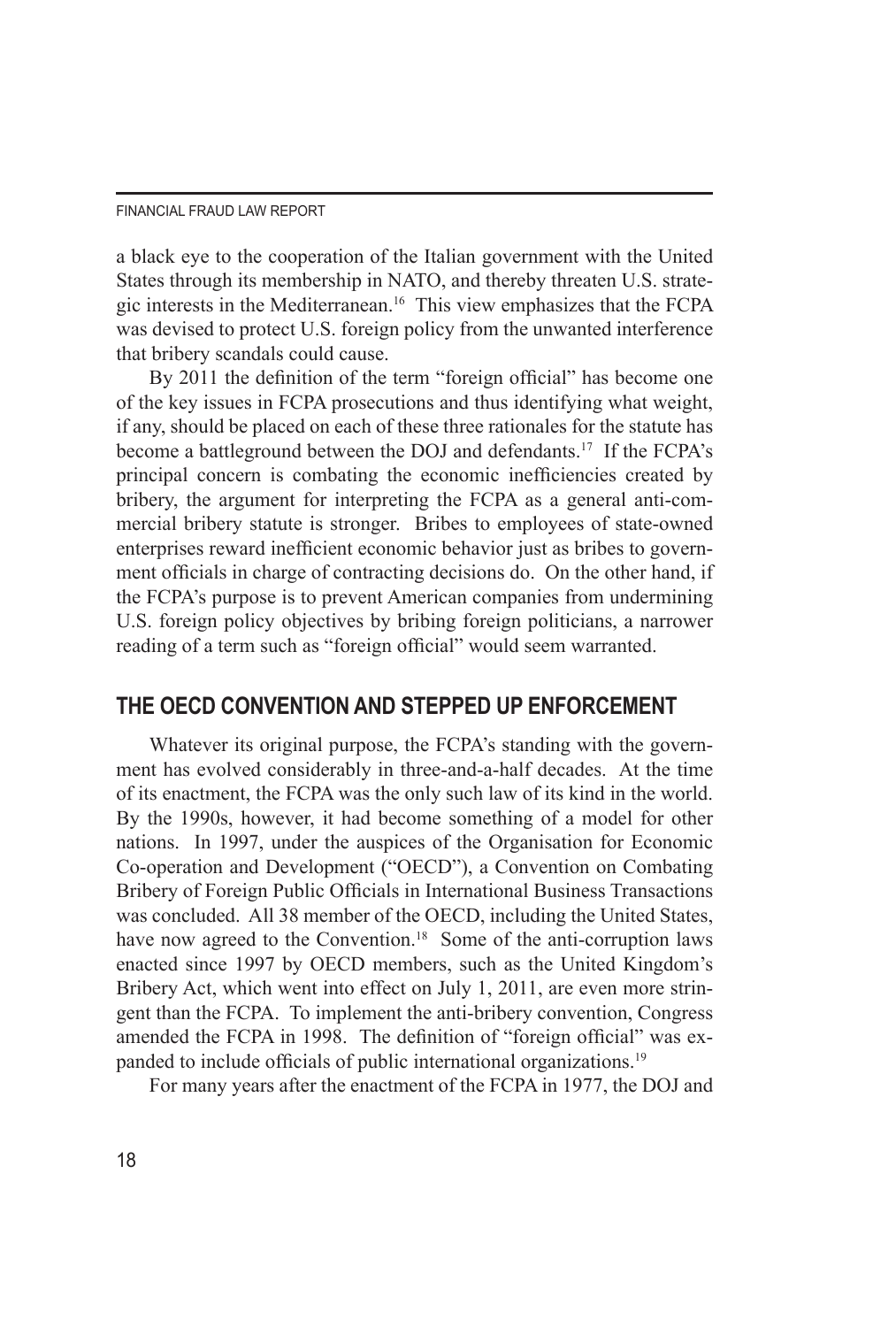a black eye to the cooperation of the Italian government with the United States through its membership in NATO, and thereby threaten U.S. strategic interests in the Mediterranean.[16] This view emphasizes that the FCPA was devised to protect U.S. foreign policy from the unwanted interference that bribery scandals could cause.

By 2011 the definition of the term "foreign official" has become one of the key issues in FCPA prosecutions and thus identifying what weight, if any, should be placed on each of these three rationales for the statute has become a battleground between the DOJ and defendants.[17] If the FCPA's principal concern is combating the economic inefficiencies created by bribery, the argument for interpreting the FCPA as a general anti-commercial bribery statute is stronger. Bribes to employees of state-owned enterprises reward inefficient economic behavior just as bribes to government officials in charge of contracting decisions do. On the other hand, if the FCPA's purpose is to prevent American companies from undermining U.S. foreign policy objectives by bribing foreign politicians, a narrower reading of a term such as "foreign official" would seem warranted.

## THE OECD CONVENTION AND STEPPED UP ENFORCEMENT

Whatever its original purpose, the FCPA's standing with the government has evolved considerably in three-and-a-half decades. At the time of its enactment, the FCPA was the only such law of its kind in the world. By the 1990s, however, it had become something of a model for other nations. In 1997, under the auspices of the Organisation for Economic Co-operation and Development ("OECD"), a Convention on Combating Bribery of Foreign Public Officials in International Business Transactions was concluded. All 38 member of the OECD, including the United States, have now agreed to the Convention.[18] Some of the anti-corruption laws enacted since 1997 by OECD members, such as the United Kingdom's Bribery Act, which went into effect on July 1, 2011, are even more stringent than the FCPA. To implement the anti-bribery convention, Congress amended the FCPA in 1998. The definition of "foreign official" was expanded to include officials of public international organizations.[19]

For many years after the enactment of the FCPA in 1977, the DOJ and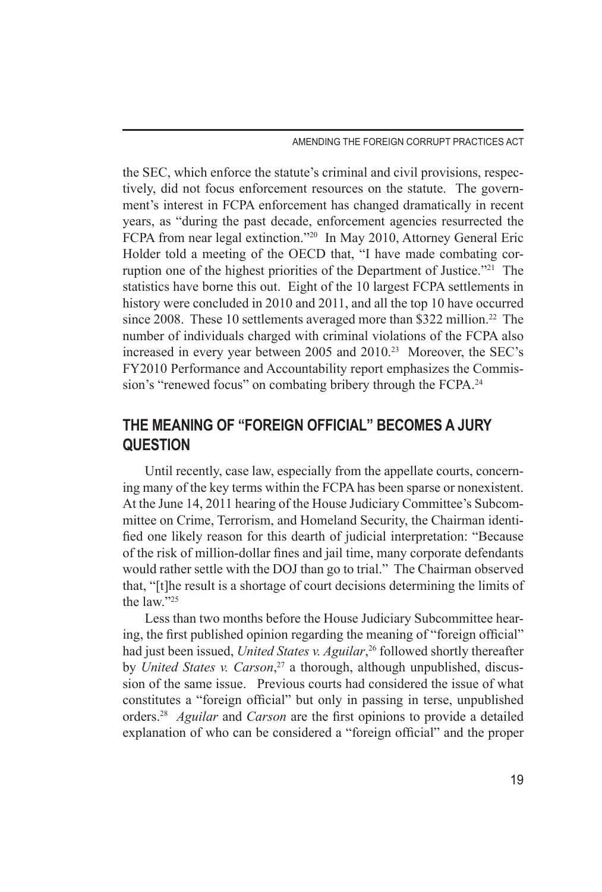the SEC, which enforce the statute's criminal and civil provisions, respectively, did not focus enforcement resources on the statute. The government's interest in FCPA enforcement has changed dramatically in recent years, as "during the past decade, enforcement agencies resurrected the FCPA from near legal extinction."[20] In May 2010, Attorney General Eric Holder told a meeting of the OECD that, "I have made combating corruption one of the highest priorities of the Department of Justice."[21] The statistics have borne this out. Eight of the 10 largest FCPA settlements in history were concluded in 2010 and 2011, and all the top 10 have occurred since 2008. These 10 settlements averaged more than $322 million.[22] The number of individuals charged with criminal violations of the FCPA also increased in every year between 2005 and 2010.[23] Moreover, the SEC's FY2010 Performance and Accountability report emphasizes the Commission's "renewed focus" on combating bribery through the FCPA.[24]

## THE MEANING OF "FOREIGN OFFICIAL" BECOMES A JURY QUESTION

Until recently, case law, especially from the appellate courts, concerning many of the key terms within the FCPA has been sparse or nonexistent. At the June 14, 2011 hearing of the House Judiciary Committee's Subcommittee on Crime, Terrorism, and Homeland Security, the Chairman identified one likely reason for this dearth of judicial interpretation: "Because of the risk of million-dollar fines and jail time, many corporate defendants would rather settle with the DOJ than go to trial." The Chairman observed that, "[t]he result is a shortage of court decisions determining the limits of the law."[25]

Less than two months before the House Judiciary Subcommittee hearing, the first published opinion regarding the meaning of "foreign official" had just been issued, *United States v. Aguilar*,[26] followed shortly thereafter by *United States v. Carson*,[27] a thorough, although unpublished, discussion of the same issue. Previous courts had considered the issue of what constitutes a "foreign official" but only in passing in terse, unpublished orders.[28] *Aguilar* and *Carson* are the first opinions to provide a detailed explanation of who can be considered a "foreign official" and the proper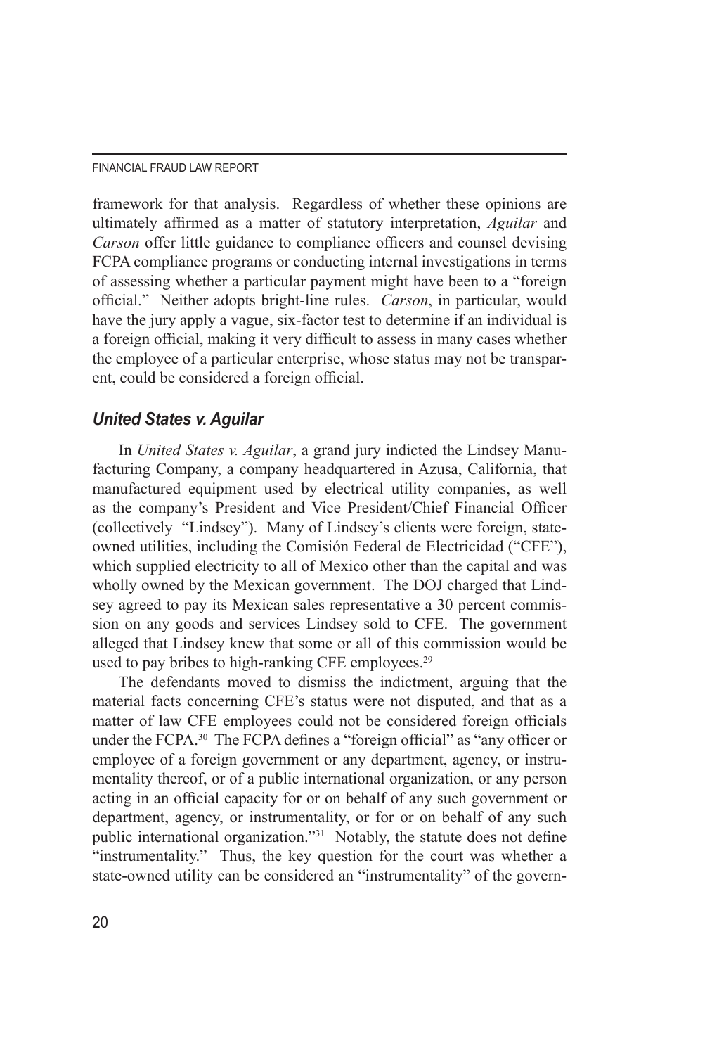framework for that analysis. Regardless of whether these opinions are ultimately affirmed as a matter of statutory interpretation, *Aguilar* and *Carson* offer little guidance to compliance officers and counsel devising FCPA compliance programs or conducting internal investigations in terms of assessing whether a particular payment might have been to a "foreign official." Neither adopts bright-line rules. *Carson*, in particular, would have the jury apply a vague, six-factor test to determine if an individual is a foreign official, making it very difficult to assess in many cases whether the employee of a particular enterprise, whose status may not be transparent, could be considered a foreign official.

### *United States v. Aguilar*

In *United States v. Aguilar*, a grand jury indicted the Lindsey Manufacturing Company, a company headquartered in Azusa, California, that manufactured equipment used by electrical utility companies, as well as the company's President and Vice President/Chief Financial Officer (collectively "Lindsey"). Many of Lindsey's clients were foreign, state-owned utilities, including the Comisión Federal de Electricidad ("CFE"), which supplied electricity to all of Mexico other than the capital and was wholly owned by the Mexican government. The DOJ charged that Lindsey agreed to pay its Mexican sales representative a 30 percent commission on any goods and services Lindsey sold to CFE. The government alleged that Lindsey knew that some or all of this commission would be used to pay bribes to high-ranking CFE employees.[29]

The defendants moved to dismiss the indictment, arguing that the material facts concerning CFE's status were not disputed, and that as a matter of law CFE employees could not be considered foreign officials under the FCPA.[30] The FCPA defines a "foreign official" as "any officer or employee of a foreign government or any department, agency, or instrumentality thereof, or of a public international organization, or any person acting in an official capacity for or on behalf of any such government or department, agency, or instrumentality, or for or on behalf of any such public international organization."[31] Notably, the statute does not define "instrumentality." Thus, the key question for the court was whether a state-owned utility can be considered an "instrumentality" of the govern-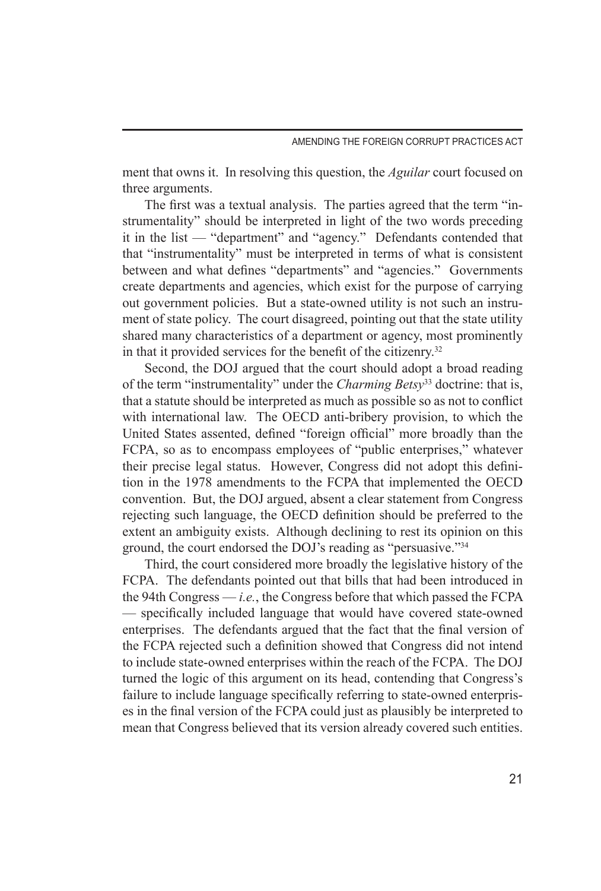ment that owns it. In resolving this question, the *Aguilar* court focused on three arguments.

The first was a textual analysis. The parties agreed that the term "instrumentality" should be interpreted in light of the two words preceding it in the list — "department" and "agency." Defendants contended that that "instrumentality" must be interpreted in terms of what is consistent between and what defines "departments" and "agencies." Governments create departments and agencies, which exist for the purpose of carrying out government policies. But a state-owned utility is not such an instrument of state policy. The court disagreed, pointing out that the state utility shared many characteristics of a department or agency, most prominently in that it provided services for the benefit of the citizenry.[32]

Second, the DOJ argued that the court should adopt a broad reading of the term "instrumentality" under the *Charming Betsy*[33] doctrine: that is, that a statute should be interpreted as much as possible so as not to conflict with international law. The OECD anti-bribery provision, to which the United States assented, defined "foreign official" more broadly than the FCPA, so as to encompass employees of "public enterprises," whatever their precise legal status. However, Congress did not adopt this definition in the 1978 amendments to the FCPA that implemented the OECD convention. But, the DOJ argued, absent a clear statement from Congress rejecting such language, the OECD definition should be preferred to the extent an ambiguity exists. Although declining to rest its opinion on this ground, the court endorsed the DOJ's reading as "persuasive."[34]

Third, the court considered more broadly the legislative history of the FCPA. The defendants pointed out that bills that had been introduced in the 94th Congress — *i.e.*, the Congress before that which passed the FCPA — specifically included language that would have covered state-owned enterprises. The defendants argued that the fact that the final version of the FCPA rejected such a definition showed that Congress did not intend to include state-owned enterprises within the reach of the FCPA. The DOJ turned the logic of this argument on its head, contending that Congress's failure to include language specifically referring to state-owned enterprises in the final version of the FCPA could just as plausibly be interpreted to mean that Congress believed that its version already covered such entities.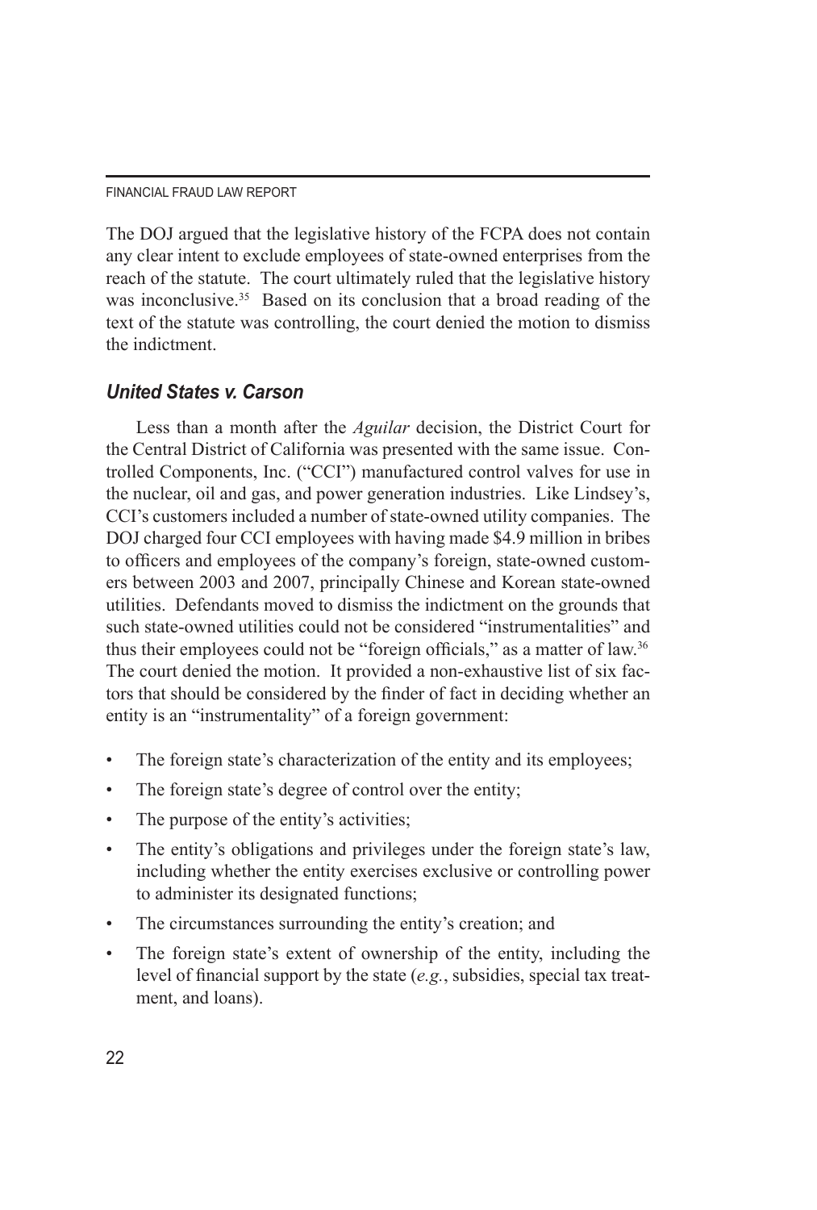The DOJ argued that the legislative history of the FCPA does not contain any clear intent to exclude employees of state-owned enterprises from the reach of the statute. The court ultimately ruled that the legislative history was inconclusive.[35] Based on its conclusion that a broad reading of the text of the statute was controlling, the court denied the motion to dismiss the indictment.

### *United States v. Carson*

Less than a month after the *Aguilar* decision, the District Court for the Central District of California was presented with the same issue. Controlled Components, Inc. ("CCI") manufactured control valves for use in the nuclear, oil and gas, and power generation industries. Like Lindsey's, CCI's customers included a number of state-owned utility companies. The DOJ charged four CCI employees with having made $4.9 million in bribes to officers and employees of the company's foreign, state-owned customers between 2003 and 2007, principally Chinese and Korean state-owned utilities. Defendants moved to dismiss the indictment on the grounds that such state-owned utilities could not be considered "instrumentalities" and thus their employees could not be "foreign officials," as a matter of law.[36] The court denied the motion. It provided a non-exhaustive list of six factors that should be considered by the finder of fact in deciding whether an entity is an "instrumentality" of a foreign government:

- The foreign state's characterization of the entity and its employees;
- The foreign state's degree of control over the entity;
- The purpose of the entity's activities;
- The entity's obligations and privileges under the foreign state's law, including whether the entity exercises exclusive or controlling power to administer its designated functions;
- The circumstances surrounding the entity's creation; and
- The foreign state's extent of ownership of the entity, including the level of financial support by the state (*e.g.*, subsidies, special tax treatment, and loans).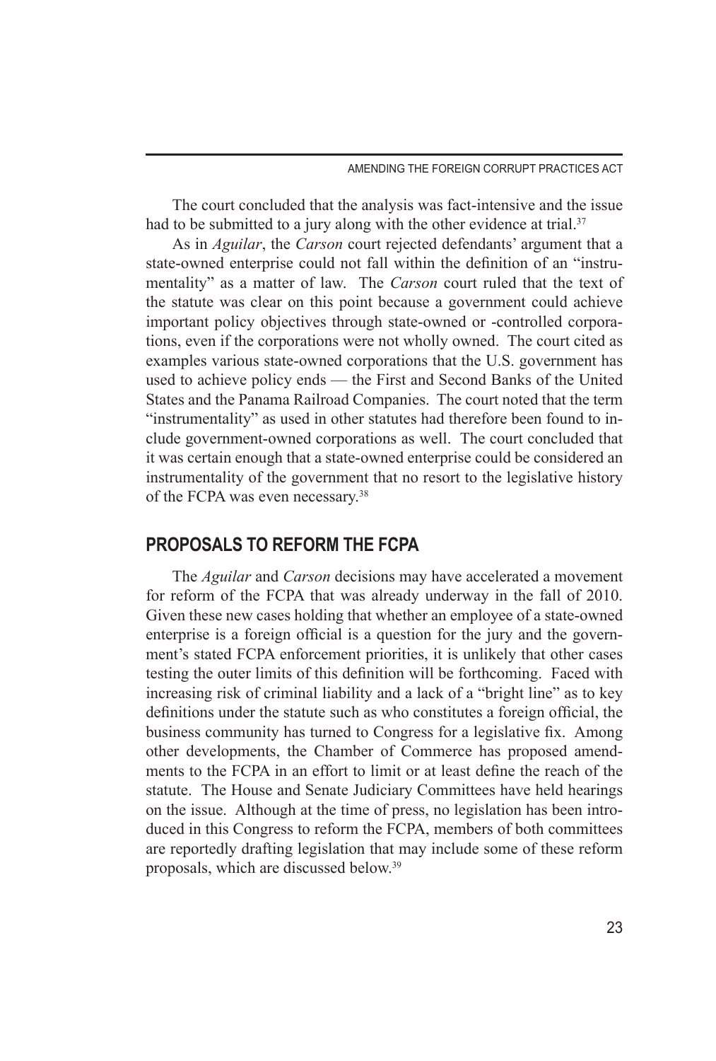The court concluded that the analysis was fact-intensive and the issue had to be submitted to a jury along with the other evidence at trial.[37]

As in *Aguilar*, the *Carson* court rejected defendants' argument that a state-owned enterprise could not fall within the definition of an "instrumentality" as a matter of law. The *Carson* court ruled that the text of the statute was clear on this point because a government could achieve important policy objectives through state-owned or -controlled corporations, even if the corporations were not wholly owned. The court cited as examples various state-owned corporations that the U.S. government has used to achieve policy ends — the First and Second Banks of the United States and the Panama Railroad Companies. The court noted that the term "instrumentality" as used in other statutes had therefore been found to include government-owned corporations as well. The court concluded that it was certain enough that a state-owned enterprise could be considered an instrumentality of the government that no resort to the legislative history of the FCPA was even necessary.[38]

## PROPOSALS TO REFORM THE FCPA

The *Aguilar* and *Carson* decisions may have accelerated a movement for reform of the FCPA that was already underway in the fall of 2010. Given these new cases holding that whether an employee of a state-owned enterprise is a foreign official is a question for the jury and the government's stated FCPA enforcement priorities, it is unlikely that other cases testing the outer limits of this definition will be forthcoming. Faced with increasing risk of criminal liability and a lack of a "bright line" as to key definitions under the statute such as who constitutes a foreign official, the business community has turned to Congress for a legislative fix. Among other developments, the Chamber of Commerce has proposed amendments to the FCPA in an effort to limit or at least define the reach of the statute. The House and Senate Judiciary Committees have held hearings on the issue. Although at the time of press, no legislation has been introduced in this Congress to reform the FCPA, members of both committees are reportedly drafting legislation that may include some of these reform proposals, which are discussed below.[39]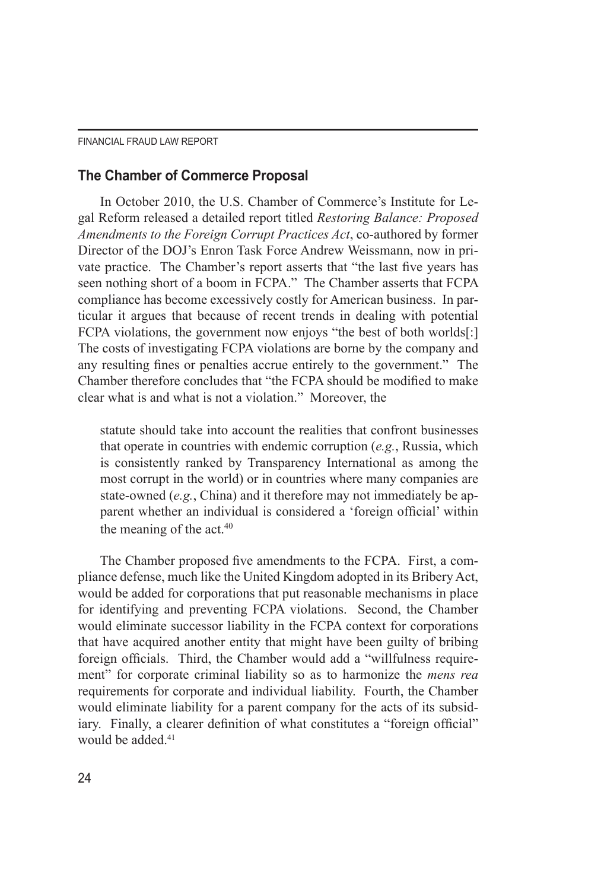## The Chamber of Commerce Proposal

In October 2010, the U.S. Chamber of Commerce's Institute for Legal Reform released a detailed report titled *Restoring Balance: Proposed Amendments to the Foreign Corrupt Practices Act*, co-authored by former Director of the DOJ's Enron Task Force Andrew Weissmann, now in private practice. The Chamber's report asserts that "the last five years has seen nothing short of a boom in FCPA." The Chamber asserts that FCPA compliance has become excessively costly for American business. In particular it argues that because of recent trends in dealing with potential FCPA violations, the government now enjoys "the best of both worlds[:] The costs of investigating FCPA violations are borne by the company and any resulting fines or penalties accrue entirely to the government." The Chamber therefore concludes that "the FCPA should be modified to make clear what is and what is not a violation." Moreover, the

> statute should take into account the realities that confront businesses that operate in countries with endemic corruption (*e.g.*, Russia, which is consistently ranked by Transparency International as among the most corrupt in the world) or in countries where many companies are state-owned (*e.g.*, China) and it therefore may not immediately be apparent whether an individual is considered a 'foreign official' within the meaning of the act.[40]

The Chamber proposed five amendments to the FCPA. First, a compliance defense, much like the United Kingdom adopted in its Bribery Act, would be added for corporations that put reasonable mechanisms in place for identifying and preventing FCPA violations. Second, the Chamber would eliminate successor liability in the FCPA context for corporations that have acquired another entity that might have been guilty of bribing foreign officials. Third, the Chamber would add a "willfulness requirement" for corporate criminal liability so as to harmonize the *mens rea* requirements for corporate and individual liability. Fourth, the Chamber would eliminate liability for a parent company for the acts of its subsidiary. Finally, a clearer definition of what constitutes a "foreign official" would be added.[41]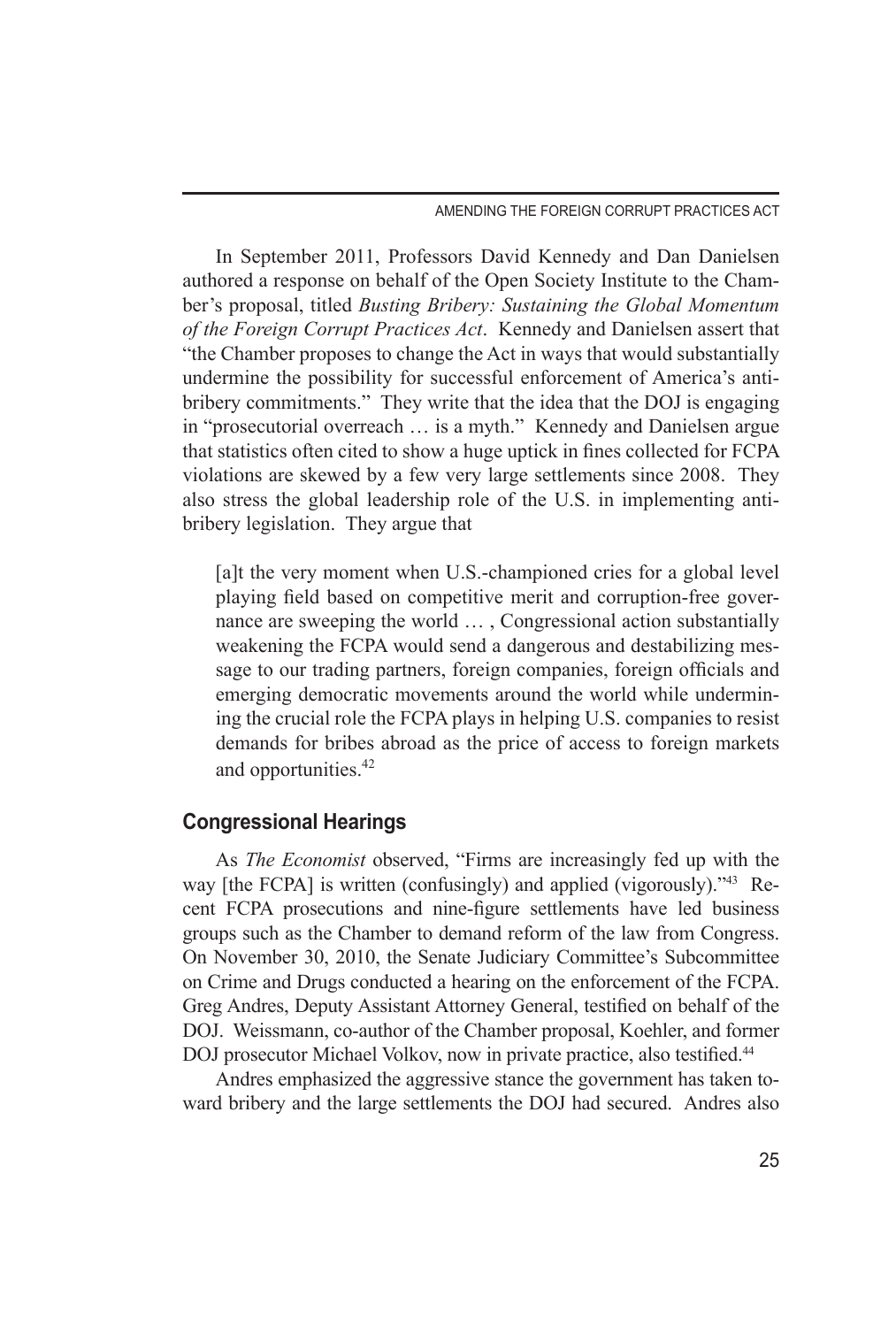In September 2011, Professors David Kennedy and Dan Danielsen authored a response on behalf of the Open Society Institute to the Chamber's proposal, titled *Busting Bribery: Sustaining the Global Momentum of the Foreign Corrupt Practices Act*. Kennedy and Danielsen assert that "the Chamber proposes to change the Act in ways that would substantially undermine the possibility for successful enforcement of America's anti-bribery commitments." They write that the idea that the DOJ is engaging in "prosecutorial overreach … is a myth." Kennedy and Danielsen argue that statistics often cited to show a huge uptick in fines collected for FCPA violations are skewed by a few very large settlements since 2008. They also stress the global leadership role of the U.S. in implementing anti-bribery legislation. They argue that

> [a]t the very moment when U.S.-championed cries for a global level playing field based on competitive merit and corruption-free governance are sweeping the world … , Congressional action substantially weakening the FCPA would send a dangerous and destabilizing message to our trading partners, foreign companies, foreign officials and emerging democratic movements around the world while undermining the crucial role the FCPA plays in helping U.S. companies to resist demands for bribes abroad as the price of access to foreign markets and opportunities.[42]

## Congressional Hearings

As *The Economist* observed, "Firms are increasingly fed up with the way [the FCPA] is written (confusingly) and applied (vigorously)."[43] Recent FCPA prosecutions and nine-figure settlements have led business groups such as the Chamber to demand reform of the law from Congress. On November 30, 2010, the Senate Judiciary Committee's Subcommittee on Crime and Drugs conducted a hearing on the enforcement of the FCPA. Greg Andres, Deputy Assistant Attorney General, testified on behalf of the DOJ. Weissmann, co-author of the Chamber proposal, Koehler, and former DOJ prosecutor Michael Volkov, now in private practice, also testified.[44]

Andres emphasized the aggressive stance the government has taken toward bribery and the large settlements the DOJ had secured. Andres also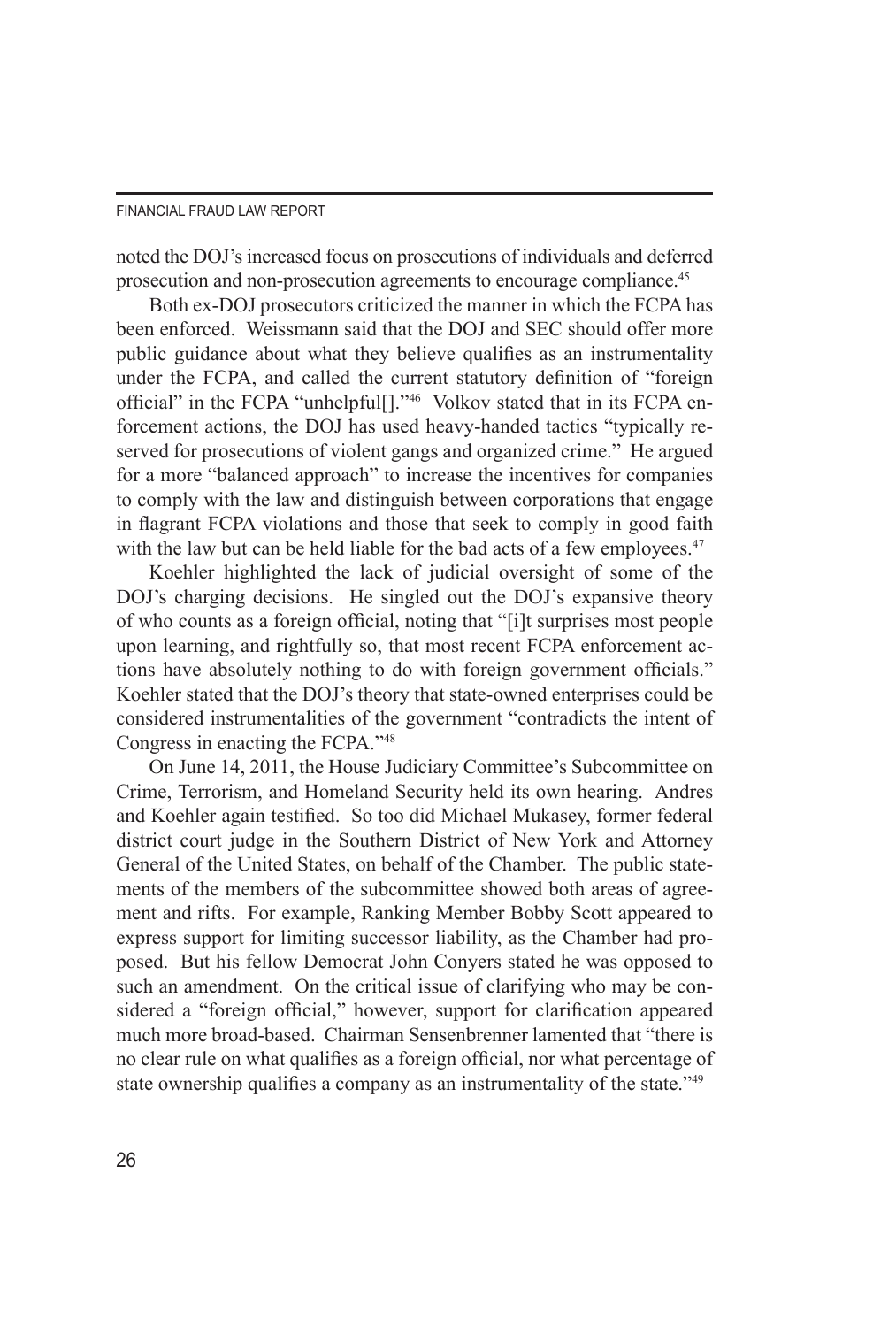noted the DOJ's increased focus on prosecutions of individuals and deferred prosecution and non-prosecution agreements to encourage compliance.[45]

Both ex-DOJ prosecutors criticized the manner in which the FCPA has been enforced. Weissmann said that the DOJ and SEC should offer more public guidance about what they believe qualifies as an instrumentality under the FCPA, and called the current statutory definition of "foreign official" in the FCPA "unhelpful[]."[46] Volkov stated that in its FCPA enforcement actions, the DOJ has used heavy-handed tactics "typically reserved for prosecutions of violent gangs and organized crime." He argued for a more "balanced approach" to increase the incentives for companies to comply with the law and distinguish between corporations that engage in flagrant FCPA violations and those that seek to comply in good faith with the law but can be held liable for the bad acts of a few employees.[47]

Koehler highlighted the lack of judicial oversight of some of the DOJ's charging decisions. He singled out the DOJ's expansive theory of who counts as a foreign official, noting that "[i]t surprises most people upon learning, and rightfully so, that most recent FCPA enforcement actions have absolutely nothing to do with foreign government officials." Koehler stated that the DOJ's theory that state-owned enterprises could be considered instrumentalities of the government "contradicts the intent of Congress in enacting the FCPA."[48]

On June 14, 2011, the House Judiciary Committee's Subcommittee on Crime, Terrorism, and Homeland Security held its own hearing. Andres and Koehler again testified. So too did Michael Mukasey, former federal district court judge in the Southern District of New York and Attorney General of the United States, on behalf of the Chamber. The public statements of the members of the subcommittee showed both areas of agreement and rifts. For example, Ranking Member Bobby Scott appeared to express support for limiting successor liability, as the Chamber had proposed. But his fellow Democrat John Conyers stated he was opposed to such an amendment. On the critical issue of clarifying who may be considered a "foreign official," however, support for clarification appeared much more broad-based. Chairman Sensenbrenner lamented that "there is no clear rule on what qualifies as a foreign official, nor what percentage of state ownership qualifies a company as an instrumentality of the state."[49]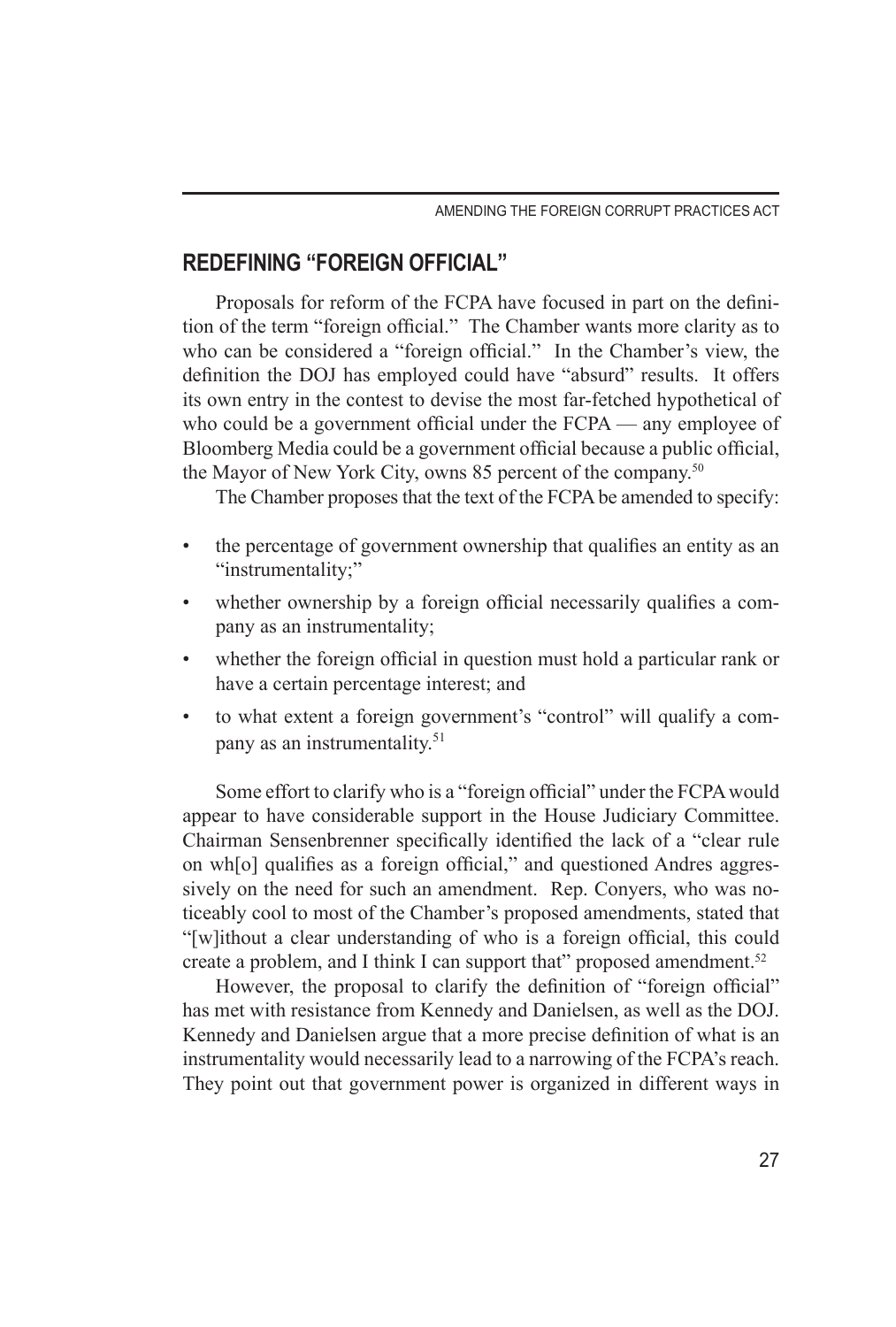## REDEFINING "FOREIGN OFFICIAL"

Proposals for reform of the FCPA have focused in part on the definition of the term "foreign official." The Chamber wants more clarity as to who can be considered a "foreign official." In the Chamber's view, the definition the DOJ has employed could have "absurd" results. It offers its own entry in the contest to devise the most far-fetched hypothetical of who could be a government official under the FCPA — any employee of Bloomberg Media could be a government official because a public official, the Mayor of New York City, owns 85 percent of the company.[50]

The Chamber proposes that the text of the FCPA be amended to specify:

- the percentage of government ownership that qualifies an entity as an "instrumentality;"
- whether ownership by a foreign official necessarily qualifies a company as an instrumentality;
- whether the foreign official in question must hold a particular rank or have a certain percentage interest; and
- to what extent a foreign government's "control" will qualify a company as an instrumentality.[51]

Some effort to clarify who is a "foreign official" under the FCPA would appear to have considerable support in the House Judiciary Committee. Chairman Sensenbrenner specifically identified the lack of a "clear rule on wh[o] qualifies as a foreign official," and questioned Andres aggressively on the need for such an amendment. Rep. Conyers, who was noticeably cool to most of the Chamber's proposed amendments, stated that "[w]ithout a clear understanding of who is a foreign official, this could create a problem, and I think I can support that" proposed amendment.[52]

However, the proposal to clarify the definition of "foreign official" has met with resistance from Kennedy and Danielsen, as well as the DOJ. Kennedy and Danielsen argue that a more precise definition of what is an instrumentality would necessarily lead to a narrowing of the FCPA's reach. They point out that government power is organized in different ways in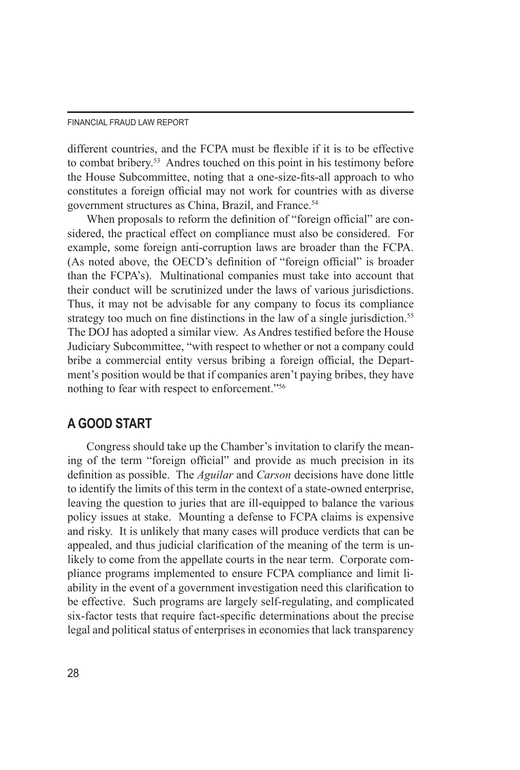different countries, and the FCPA must be flexible if it is to be effective to combat bribery.[53] Andres touched on this point in his testimony before the House Subcommittee, noting that a one-size-fits-all approach to who constitutes a foreign official may not work for countries with as diverse government structures as China, Brazil, and France.[54]

When proposals to reform the definition of "foreign official" are considered, the practical effect on compliance must also be considered. For example, some foreign anti-corruption laws are broader than the FCPA. (As noted above, the OECD's definition of "foreign official" is broader than the FCPA's). Multinational companies must take into account that their conduct will be scrutinized under the laws of various jurisdictions. Thus, it may not be advisable for any company to focus its compliance strategy too much on fine distinctions in the law of a single jurisdiction.[55] The DOJ has adopted a similar view. As Andres testified before the House Judiciary Subcommittee, "with respect to whether or not a company could bribe a commercial entity versus bribing a foreign official, the Department's position would be that if companies aren't paying bribes, they have nothing to fear with respect to enforcement."[56]

## A GOOD START

Congress should take up the Chamber's invitation to clarify the meaning of the term "foreign official" and provide as much precision in its definition as possible. The *Aguilar* and *Carson* decisions have done little to identify the limits of this term in the context of a state-owned enterprise, leaving the question to juries that are ill-equipped to balance the various policy issues at stake. Mounting a defense to FCPA claims is expensive and risky. It is unlikely that many cases will produce verdicts that can be appealed, and thus judicial clarification of the meaning of the term is unlikely to come from the appellate courts in the near term. Corporate compliance programs implemented to ensure FCPA compliance and limit liability in the event of a government investigation need this clarification to be effective. Such programs are largely self-regulating, and complicated six-factor tests that require fact-specific determinations about the precise legal and political status of enterprises in economies that lack transparency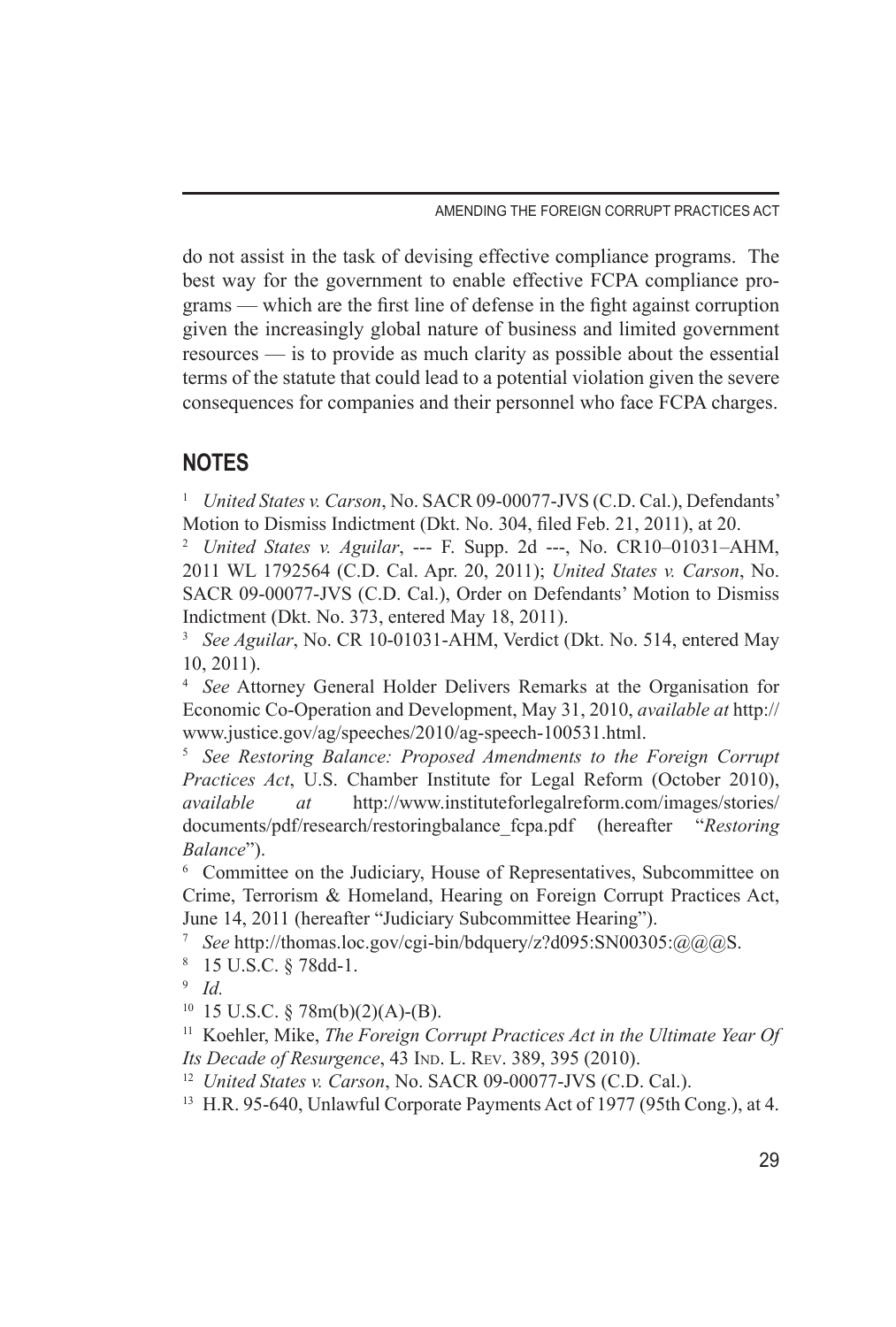do not assist in the task of devising effective compliance programs. The best way for the government to enable effective FCPA compliance programs — which are the first line of defense in the fight against corruption given the increasingly global nature of business and limited government resources — is to provide as much clarity as possible about the essential terms of the statute that could lead to a potential violation given the severe consequences for companies and their personnel who face FCPA charges.

## NOTES

[1] *United States v. Carson*, No. SACR 09-00077-JVS (C.D. Cal.), Defendants' Motion to Dismiss Indictment (Dkt. No. 304, filed Feb. 21, 2011), at 20.

[2] *United States v. Aguilar*, --- F. Supp. 2d ---, No. CR10–01031–AHM, 2011 WL 1792564 (C.D. Cal. Apr. 20, 2011); *United States v. Carson*, No. SACR 09-00077-JVS (C.D. Cal.), Order on Defendants' Motion to Dismiss Indictment (Dkt. No. 373, entered May 18, 2011).

[3] *See Aguilar*, No. CR 10-01031-AHM, Verdict (Dkt. No. 514, entered May 10, 2011).

[4] *See* Attorney General Holder Delivers Remarks at the Organisation for Economic Co-Operation and Development, May 31, 2010, *available at* http://www.justice.gov/ag/speeches/2010/ag-speech-100531.html.

[5] *See Restoring Balance: Proposed Amendments to the Foreign Corrupt Practices Act*, U.S. Chamber Institute for Legal Reform (October 2010), *available at* http://www.instituteforlegalreform.com/images/stories/documents/pdf/research/restoringbalance_fcpa.pdf (hereafter "*Restoring Balance*").

[6] Committee on the Judiciary, House of Representatives, Subcommittee on Crime, Terrorism & Homeland, Hearing on Foreign Corrupt Practices Act, June 14, 2011 (hereafter "Judiciary Subcommittee Hearing").

[7] *See* http://thomas.loc.gov/cgi-bin/bdquery/z?d095:SN00305:@@@S.

[8] 15 U.S.C. § 78dd-1.

[9] *Id.*

[10] 15 U.S.C. § 78m(b)(2)(A)-(B).

[11] Koehler, Mike, *The Foreign Corrupt Practices Act in the Ultimate Year Of Its Decade of Resurgence*, 43 Ind. L. Rev. 389, 395 (2010).

[12] *United States v. Carson*, No. SACR 09-00077-JVS (C.D. Cal.).

[13] H.R. 95-640, Unlawful Corporate Payments Act of 1977 (95th Cong.), at 4.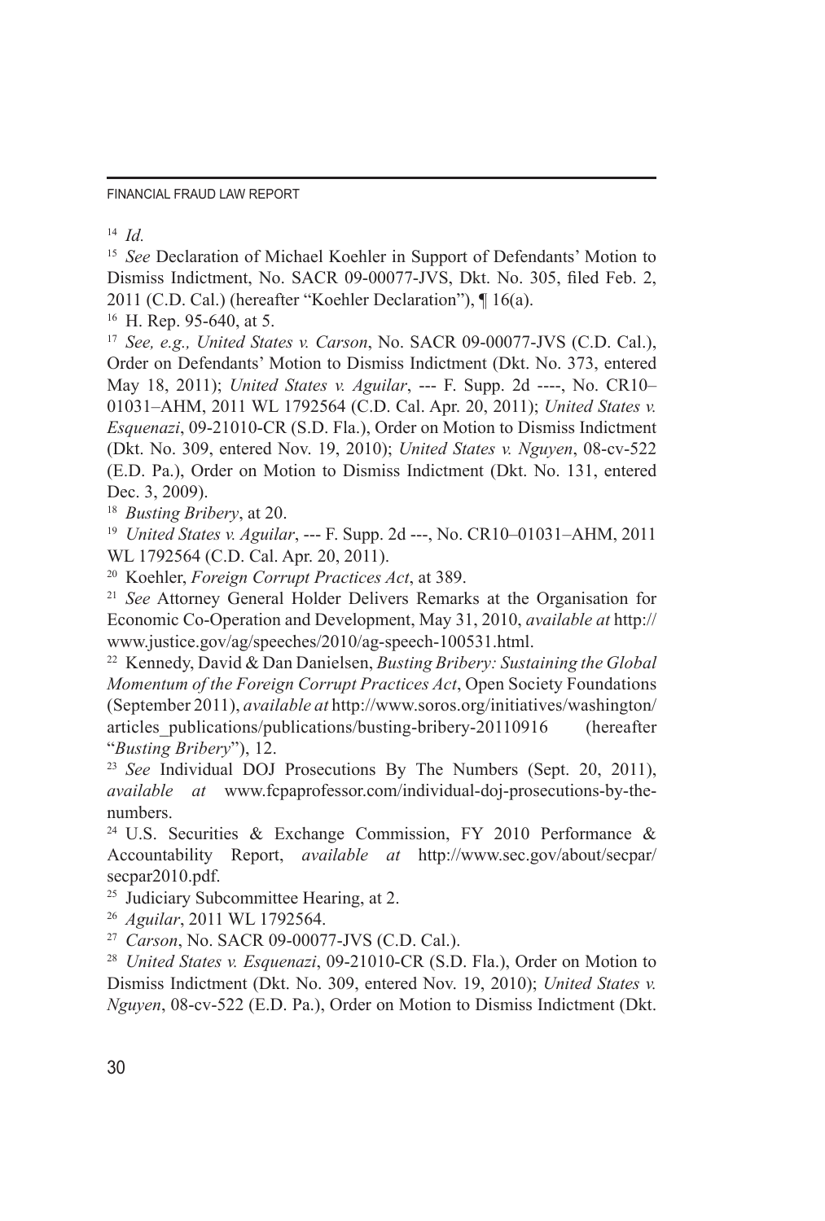[14] *Id.*

[15] *See* Declaration of Michael Koehler in Support of Defendants' Motion to Dismiss Indictment, No. SACR 09-00077-JVS, Dkt. No. 305, filed Feb. 2, 2011 (C.D. Cal.) (hereafter "Koehler Declaration"), ¶ 16(a).

[16] H. Rep. 95-640, at 5.

[17] *See, e.g., United States v. Carson*, No. SACR 09-00077-JVS (C.D. Cal.), Order on Defendants' Motion to Dismiss Indictment (Dkt. No. 373, entered May 18, 2011); *United States v. Aguilar*, --- F. Supp. 2d ----, No. CR10–01031–AHM, 2011 WL 1792564 (C.D. Cal. Apr. 20, 2011); *United States v. Esquenazi*, 09-21010-CR (S.D. Fla.), Order on Motion to Dismiss Indictment (Dkt. No. 309, entered Nov. 19, 2010); *United States v. Nguyen*, 08-cv-522 (E.D. Pa.), Order on Motion to Dismiss Indictment (Dkt. No. 131, entered Dec. 3, 2009).

[18] *Busting Bribery*, at 20.

[19] *United States v. Aguilar*, --- F. Supp. 2d ---, No. CR10–01031–AHM, 2011 WL 1792564 (C.D. Cal. Apr. 20, 2011).

[20] Koehler, *Foreign Corrupt Practices Act*, at 389.

[21] *See* Attorney General Holder Delivers Remarks at the Organisation for Economic Co-Operation and Development, May 31, 2010, *available at* http://www.justice.gov/ag/speeches/2010/ag-speech-100531.html.

[22] Kennedy, David & Dan Danielsen, *Busting Bribery: Sustaining the Global Momentum of the Foreign Corrupt Practices Act*, Open Society Foundations (September 2011), *available at* http://www.soros.org/initiatives/washington/articles_publications/publications/busting-bribery-20110916 (hereafter "*Busting Bribery*"), 12.

[23] *See* Individual DOJ Prosecutions By The Numbers (Sept. 20, 2011), *available at* www.fcpaprofessor.com/individual-doj-prosecutions-by-the-numbers.

[24] U.S. Securities & Exchange Commission, FY 2010 Performance & Accountability Report, *available at* http://www.sec.gov/about/secpar/secpar2010.pdf.

[25] Judiciary Subcommittee Hearing, at 2.

[26] *Aguilar*, 2011 WL 1792564.

[27] *Carson*, No. SACR 09-00077-JVS (C.D. Cal.).

[28] *United States v. Esquenazi*, 09-21010-CR (S.D. Fla.), Order on Motion to Dismiss Indictment (Dkt. No. 309, entered Nov. 19, 2010); *United States v. Nguyen*, 08-cv-522 (E.D. Pa.), Order on Motion to Dismiss Indictment (Dkt.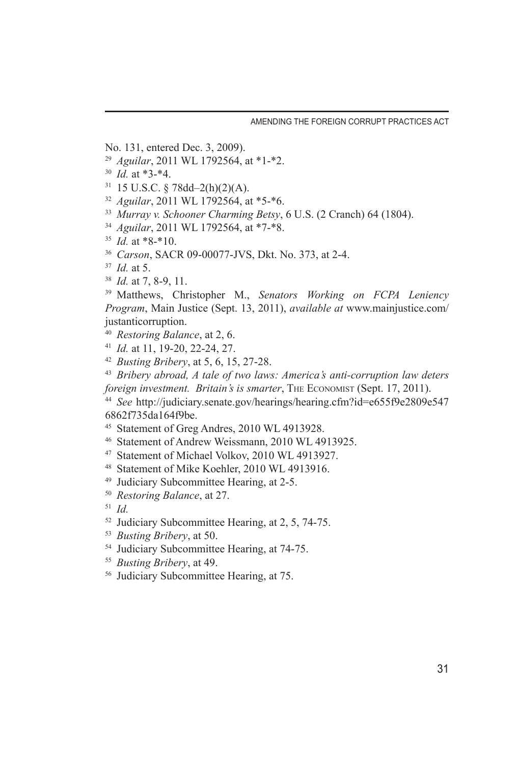No. 131, entered Dec. 3, 2009).

[29] *Aguilar*, 2011 WL 1792564, at *1-*2.

[30] *Id.* at *3-*4.

[31] 15 U.S.C. § 78dd–2(h)(2)(A).

[32] *Aguilar*, 2011 WL 1792564, at *5-*6.

[33] *Murray v. Schooner Charming Betsy*, 6 U.S. (2 Cranch) 64 (1804).

[34] *Aguilar*, 2011 WL 1792564, at *7-*8.

[35] *Id.* at *8-*10.

[36] *Carson*, SACR 09-00077-JVS, Dkt. No. 373, at 2-4.

[37] *Id.* at 5.

[38] *Id.* at 7, 8-9, 11.

[39] Matthews, Christopher M., *Senators Working on FCPA Leniency Program*, Main Justice (Sept. 13, 2011), *available at* www.mainjustice.com/justanticorruption.

[40] *Restoring Balance*, at 2, 6.

[41] *Id.* at 11, 19-20, 22-24, 27.

[42] *Busting Bribery*, at 5, 6, 15, 27-28.

[43] *Bribery abroad, A tale of two laws: America's anti-corruption law deters foreign investment. Britain's is smarter*, The Economist (Sept. 17, 2011).

[44] *See* http://judiciary.senate.gov/hearings/hearing.cfm?id=e655f9e2809e5476862f735da164f9be.

[45] Statement of Greg Andres, 2010 WL 4913928.

[46] Statement of Andrew Weissmann, 2010 WL 4913925.

[47] Statement of Michael Volkov, 2010 WL 4913927.

[48] Statement of Mike Koehler, 2010 WL 4913916.

[49] Judiciary Subcommittee Hearing, at 2-5.

[50] *Restoring Balance*, at 27.

[51] *Id.*

[52] Judiciary Subcommittee Hearing, at 2, 5, 74-75.

[53] *Busting Bribery*, at 50.

[54] Judiciary Subcommittee Hearing, at 74-75.

[55] *Busting Bribery*, at 49.

[56] Judiciary Subcommittee Hearing, at 75.